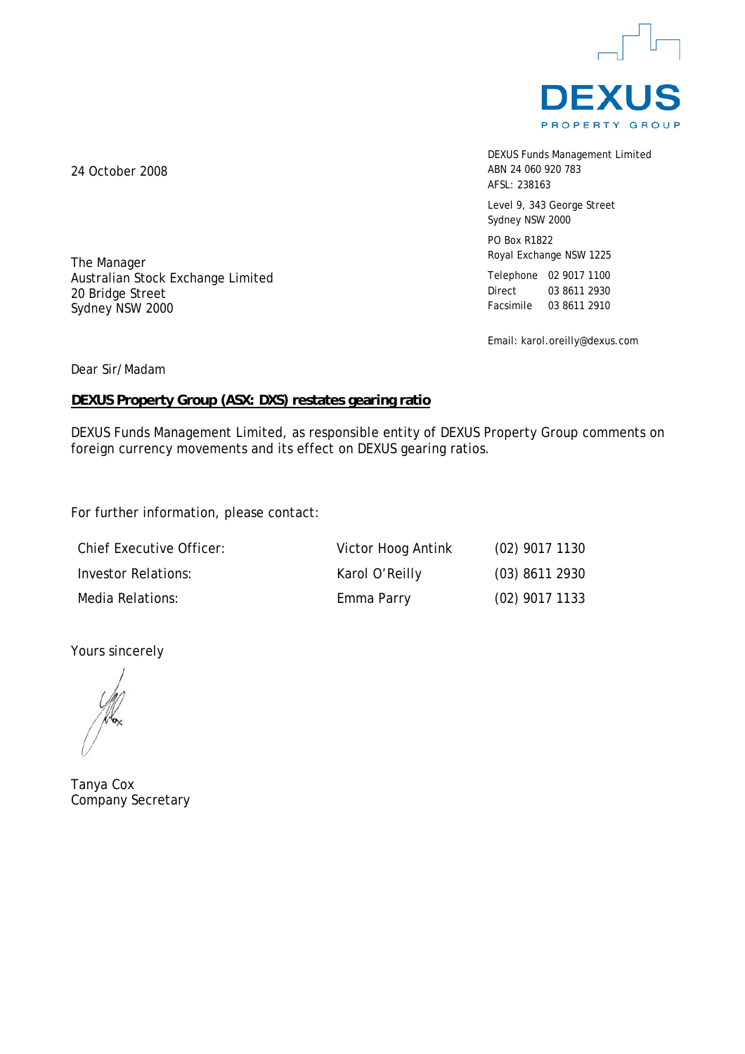DEXUS PROPERTY GROUP

DEXUS Funds Management Limited
ABN 24 060 920 783
AFSL: 238163

Level 9, 343 George Street
Sydney NSW 2000

PO Box R1822
Royal Exchange NSW 1225

Telephone 02 9017 1100
Direct 03 8611 2930
Facsimile 03 8611 2910

Email: karol.oreilly@dexus.com

24 October 2008

The Manager
Australian Stock Exchange Limited
20 Bridge Street
Sydney NSW 2000

Dear Sir/Madam

**DEXUS Property Group (ASX: DXS) restates gearing ratio**

DEXUS Funds Management Limited, as responsible entity of DEXUS Property Group comments on foreign currency movements and its effect on DEXUS gearing ratios.

For further information, please contact:

| | | |
|---|---|---|
| Chief Executive Officer: | Victor Hoog Antink | (02) 9017 1130 |
| Investor Relations: | Karol O'Reilly | (03) 8611 2930 |
| Media Relations: | Emma Parry | (02) 9017 1133 |

Yours sincerely

Tanya Cox
Company Secretary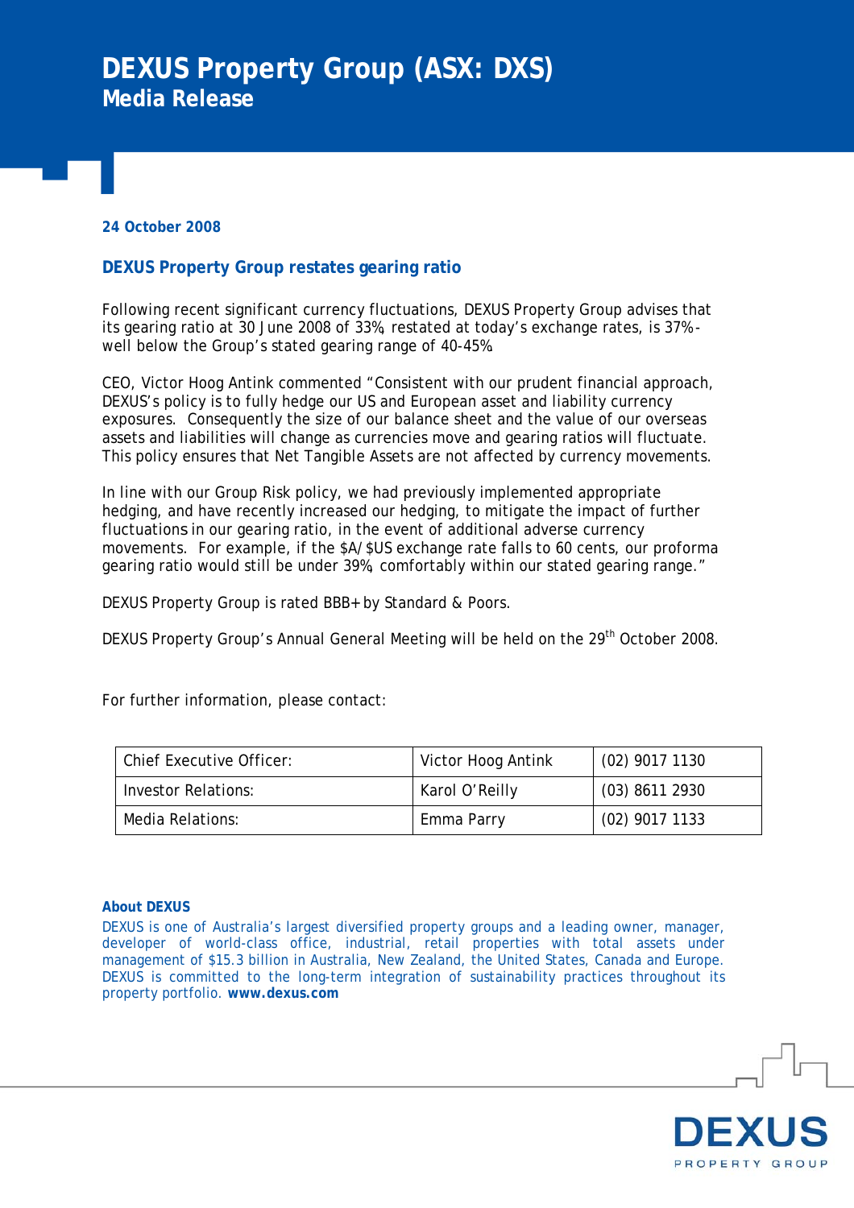# DEXUS Property Group (ASX: DXS)
## Media Release

**24 October 2008**

### DEXUS Property Group restates gearing ratio

Following recent significant currency fluctuations, DEXUS Property Group advises that its gearing ratio at 30 June 2008 of 33%, restated at today's exchange rates, is 37% - well below the Group's stated gearing range of 40-45%.

CEO, Victor Hoog Antink commented "Consistent with our prudent financial approach, DEXUS's policy is to fully hedge our US and European asset and liability currency exposures. Consequently the size of our balance sheet and the value of our overseas assets and liabilities will change as currencies move and gearing ratios will fluctuate. This policy ensures that Net Tangible Assets are not affected by currency movements.

In line with our Group Risk policy, we had previously implemented appropriate hedging, and have recently increased our hedging, to mitigate the impact of further fluctuations in our gearing ratio, in the event of additional adverse currency movements. For example, if the $A/$US exchange rate falls to 60 cents, our proforma gearing ratio would still be under 39%, comfortably within our stated gearing range."

DEXUS Property Group is rated BBB+ by Standard & Poors.

DEXUS Property Group's Annual General Meeting will be held on the 29th October 2008.

For further information, please contact:

| | | |
|---|---|---|
| Chief Executive Officer: | Victor Hoog Antink | (02) 9017 1130 |
| Investor Relations: | Karol O'Reilly | (03) 8611 2930 |
| Media Relations: | Emma Parry | (02) 9017 1133 |

**About DEXUS**

DEXUS is one of Australia's largest diversified property groups and a leading owner, manager, developer of world-class office, industrial, retail properties with total assets under management of $15.3 billion in Australia, New Zealand, the United States, Canada and Europe. DEXUS is committed to the long-term integration of sustainability practices throughout its property portfolio. **www.dexus.com**

DEXUS PROPERTY GROUP